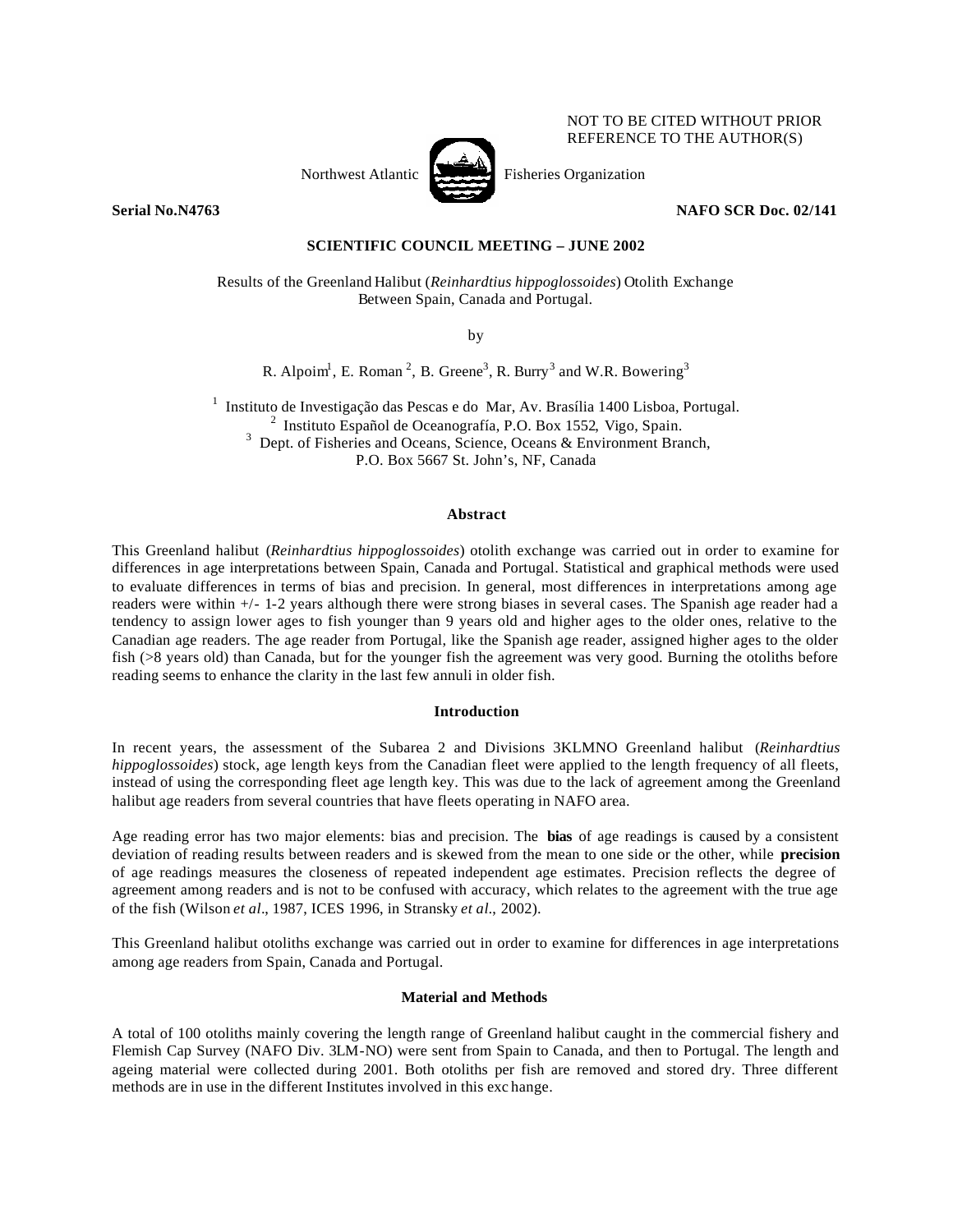NOT TO BE CITED WITHOUT PRIOR REFERENCE TO THE AUTHOR(S)

Northwest Atlantic Fisheries Organization

**Serial No.N4763** **NAFO SCR Doc. 02/141**

**SCIENTIFIC COUNCIL MEETING – JUNE 2002**

Results of the Greenland Halibut (*Reinhardtius hippoglossoides*) Otolith Exchange Between Spain, Canada and Portugal.

by

R. Alpoim[1], E. Roman [2], B. Greene[3], R. Burry[3] and W.R. Bowering[3]

[1] Instituto de Investigação das Pescas e do Mar, Av. Brasília 1400 Lisboa, Portugal.
[2] Instituto Español de Oceanografía, P.O. Box 1552, Vigo, Spain.
[3] Dept. of Fisheries and Oceans, Science, Oceans & Environment Branch, P.O. Box 5667 St. John's, NF, Canada

## Abstract

This Greenland halibut (*Reinhardtius hippoglossoides*) otolith exchange was carried out in order to examine for differences in age interpretations between Spain, Canada and Portugal. Statistical and graphical methods were used to evaluate differences in terms of bias and precision. In general, most differences in interpretations among age readers were within +/- 1-2 years although there were strong biases in several cases. The Spanish age reader had a tendency to assign lower ages to fish younger than 9 years old and higher ages to the older ones, relative to the Canadian age readers. The age reader from Portugal, like the Spanish age reader, assigned higher ages to the older fish (>8 years old) than Canada, but for the younger fish the agreement was very good. Burning the otoliths before reading seems to enhance the clarity in the last few annuli in older fish.

## Introduction

In recent years, the assessment of the Subarea 2 and Divisions 3KLMNO Greenland halibut (*Reinhardtius hippoglossoides*) stock, age length keys from the Canadian fleet were applied to the length frequency of all fleets, instead of using the corresponding fleet age length key. This was due to the lack of agreement among the Greenland halibut age readers from several countries that have fleets operating in NAFO area.

Age reading error has two major elements: bias and precision. The **bias** of age readings is caused by a consistent deviation of reading results between readers and is skewed from the mean to one side or the other, while **precision** of age readings measures the closeness of repeated independent age estimates. Precision reflects the degree of agreement among readers and is not to be confused with accuracy, which relates to the agreement with the true age of the fish (Wilson *et al*., 1987, ICES 1996, in Stransky *et al*., 2002).

This Greenland halibut otoliths exchange was carried out in order to examine for differences in age interpretations among age readers from Spain, Canada and Portugal.

## Material and Methods

A total of 100 otoliths mainly covering the length range of Greenland halibut caught in the commercial fishery and Flemish Cap Survey (NAFO Div. 3LM-NO) were sent from Spain to Canada, and then to Portugal. The length and ageing material were collected during 2001. Both otoliths per fish are removed and stored dry. Three different methods are in use in the different Institutes involved in this exchange.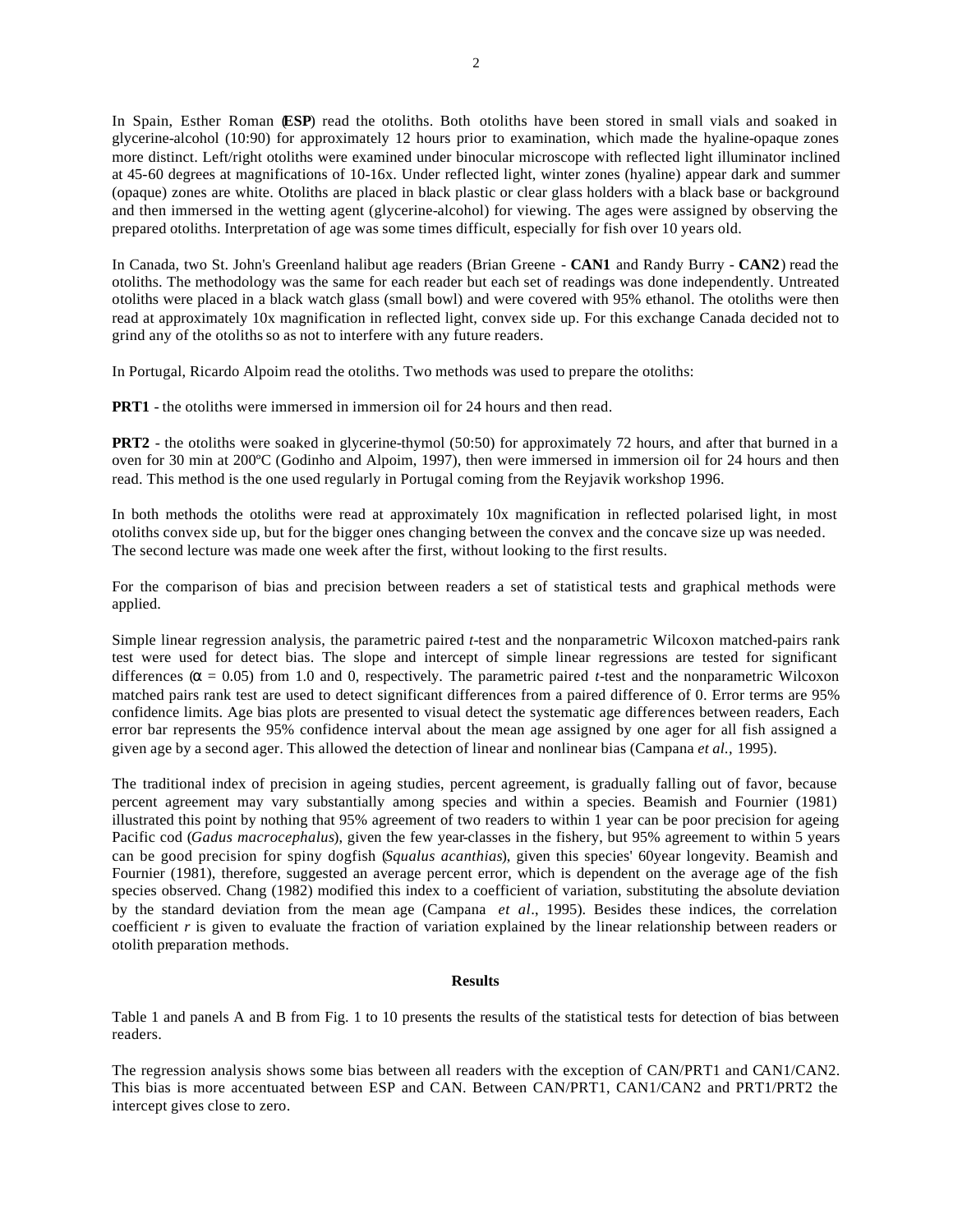In Spain, Esther Roman (**ESP**) read the otoliths. Both otoliths have been stored in small vials and soaked in glycerine-alcohol (10:90) for approximately 12 hours prior to examination, which made the hyaline-opaque zones more distinct. Left/right otoliths were examined under binocular microscope with reflected light illuminator inclined at 45-60 degrees at magnifications of 10-16x. Under reflected light, winter zones (hyaline) appear dark and summer (opaque) zones are white. Otoliths are placed in black plastic or clear glass holders with a black base or background and then immersed in the wetting agent (glycerine-alcohol) for viewing. The ages were assigned by observing the prepared otoliths. Interpretation of age was some times difficult, especially for fish over 10 years old.

In Canada, two St. John's Greenland halibut age readers (Brian Greene - **CAN1** and Randy Burry - **CAN2**) read the otoliths. The methodology was the same for each reader but each set of readings was done independently. Untreated otoliths were placed in a black watch glass (small bowl) and were covered with 95% ethanol. The otoliths were then read at approximately 10x magnification in reflected light, convex side up. For this exchange Canada decided not to grind any of the otoliths so as not to interfere with any future readers.

In Portugal, Ricardo Alpoim read the otoliths. Two methods was used to prepare the otoliths:

**PRT1** - the otoliths were immersed in immersion oil for 24 hours and then read.

**PRT2** - the otoliths were soaked in glycerine-thymol (50:50) for approximately 72 hours, and after that burned in a oven for 30 min at 200ºC (Godinho and Alpoim, 1997), then were immersed in immersion oil for 24 hours and then read. This method is the one used regularly in Portugal coming from the Reyjavik workshop 1996.

In both methods the otoliths were read at approximately 10x magnification in reflected polarised light, in most otoliths convex side up, but for the bigger ones changing between the convex and the concave size up was needed. The second lecture was made one week after the first, without looking to the first results.

For the comparison of bias and precision between readers a set of statistical tests and graphical methods were applied.

Simple linear regression analysis, the parametric paired *t*-test and the nonparametric Wilcoxon matched-pairs rank test were used for detect bias. The slope and intercept of simple linear regressions are tested for significant differences ($\alpha$ = 0.05) from 1.0 and 0, respectively. The parametric paired *t*-test and the nonparametric Wilcoxon matched pairs rank test are used to detect significant differences from a paired difference of 0. Error terms are 95% confidence limits. Age bias plots are presented to visual detect the systematic age differences between readers, Each error bar represents the 95% confidence interval about the mean age assigned by one ager for all fish assigned a given age by a second ager. This allowed the detection of linear and nonlinear bias (Campana *et al.,* 1995).

The traditional index of precision in ageing studies, percent agreement, is gradually falling out of favor, because percent agreement may vary substantially among species and within a species. Beamish and Fournier (1981) illustrated this point by nothing that 95% agreement of two readers to within 1 year can be poor precision for ageing Pacific cod (*Gadus macrocephalus*), given the few year-classes in the fishery, but 95% agreement to within 5 years can be good precision for spiny dogfish (*Squalus acanthias*), given this species' 60year longevity. Beamish and Fournier (1981), therefore, suggested an average percent error, which is dependent on the average age of the fish species observed. Chang (1982) modified this index to a coefficient of variation, substituting the absolute deviation by the standard deviation from the mean age (Campana *et al*., 1995). Besides these indices, the correlation coefficient *r* is given to evaluate the fraction of variation explained by the linear relationship between readers or otolith preparation methods.

## Results

Table 1 and panels A and B from Fig. 1 to 10 presents the results of the statistical tests for detection of bias between readers.

The regression analysis shows some bias between all readers with the exception of CAN/PRT1 and CAN1/CAN2. This bias is more accentuated between ESP and CAN. Between CAN/PRT1, CAN1/CAN2 and PRT1/PRT2 the intercept gives close to zero.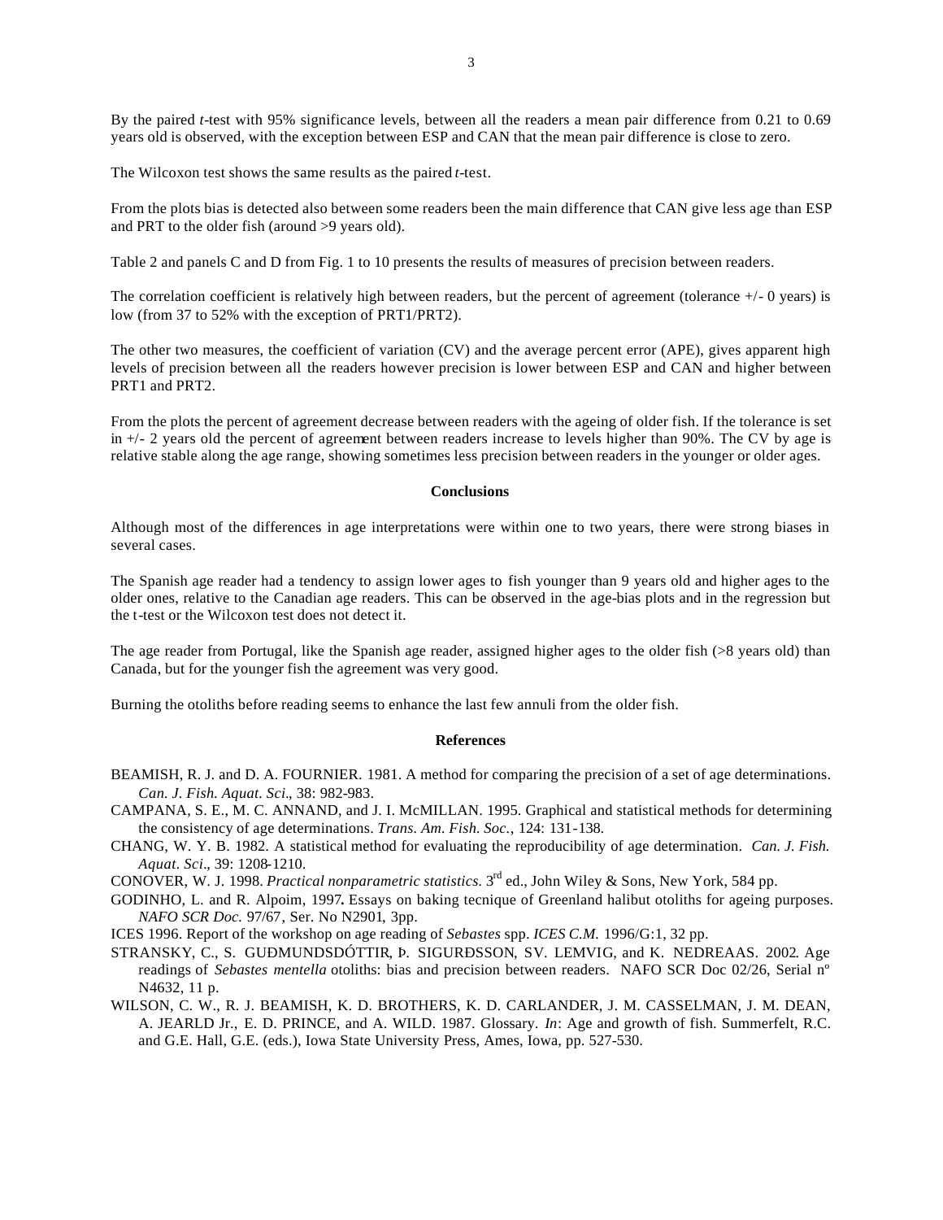By the paired *t*-test with 95% significance levels, between all the readers a mean pair difference from 0.21 to 0.69 years old is observed, with the exception between ESP and CAN that the mean pair difference is close to zero.

The Wilcoxon test shows the same results as the paired *t*-test.

From the plots bias is detected also between some readers been the main difference that CAN give less age than ESP and PRT to the older fish (around >9 years old).

Table 2 and panels C and D from Fig. 1 to 10 presents the results of measures of precision between readers.

The correlation coefficient is relatively high between readers, but the percent of agreement (tolerance +/- 0 years) is low (from 37 to 52% with the exception of PRT1/PRT2).

The other two measures, the coefficient of variation (CV) and the average percent error (APE), gives apparent high levels of precision between all the readers however precision is lower between ESP and CAN and higher between PRT1 and PRT2.

From the plots the percent of agreement decrease between readers with the ageing of older fish. If the tolerance is set in +/- 2 years old the percent of agreement between readers increase to levels higher than 90%. The CV by age is relative stable along the age range, showing sometimes less precision between readers in the younger or older ages.

## Conclusions

Although most of the differences in age interpretations were within one to two years, there were strong biases in several cases.

The Spanish age reader had a tendency to assign lower ages to fish younger than 9 years old and higher ages to the older ones, relative to the Canadian age readers. This can be observed in the age-bias plots and in the regression but the t-test or the Wilcoxon test does not detect it.

The age reader from Portugal, like the Spanish age reader, assigned higher ages to the older fish (>8 years old) than Canada, but for the younger fish the agreement was very good.

Burning the otoliths before reading seems to enhance the last few annuli from the older fish.

## References

BEAMISH, R. J. and D. A. FOURNIER. 1981. A method for comparing the precision of a set of age determinations. *Can. J. Fish. Aquat. Sci*., 38: 982-983.

CAMPANA, S. E., M. C. ANNAND, and J. I. McMILLAN. 1995. Graphical and statistical methods for determining the consistency of age determinations. *Trans. Am. Fish. Soc.*, 124: 131-138.

CHANG, W. Y. B. 1982. A statistical method for evaluating the reproducibility of age determination. *Can. J. Fish. Aquat. Sci*., 39: 1208-1210.

CONOVER, W. J. 1998. *Practical nonparametric statistics*. 3rd ed., John Wiley & Sons, New York, 584 pp.

GODINHO, L. and R. Alpoim, 1997**.** Essays on baking tecnique of Greenland halibut otoliths for ageing purposes. *NAFO SCR Doc.* 97/67, Ser. No N2901, 3pp.

ICES 1996. Report of the workshop on age reading of *Sebastes* spp. *ICES C.M.* 1996/G:1, 32 pp.

STRANSKY, C., S. GUÐMUNDSDÓTTIR, Þ. SIGURÐSSON, SV. LEMVIG, and K. NEDREAAS. 2002. Age readings of *Sebastes mentella* otoliths: bias and precision between readers. NAFO SCR Doc 02/26, Serial nº N4632, 11 p.

WILSON, C. W., R. J. BEAMISH, K. D. BROTHERS, K. D. CARLANDER, J. M. CASSELMAN, J. M. DEAN, A. JEARLD Jr., E. D. PRINCE, and A. WILD. 1987. Glossary. *In*: Age and growth of fish. Summerfelt, R.C. and G.E. Hall, G.E. (eds.), Iowa State University Press, Ames, Iowa, pp. 527-530.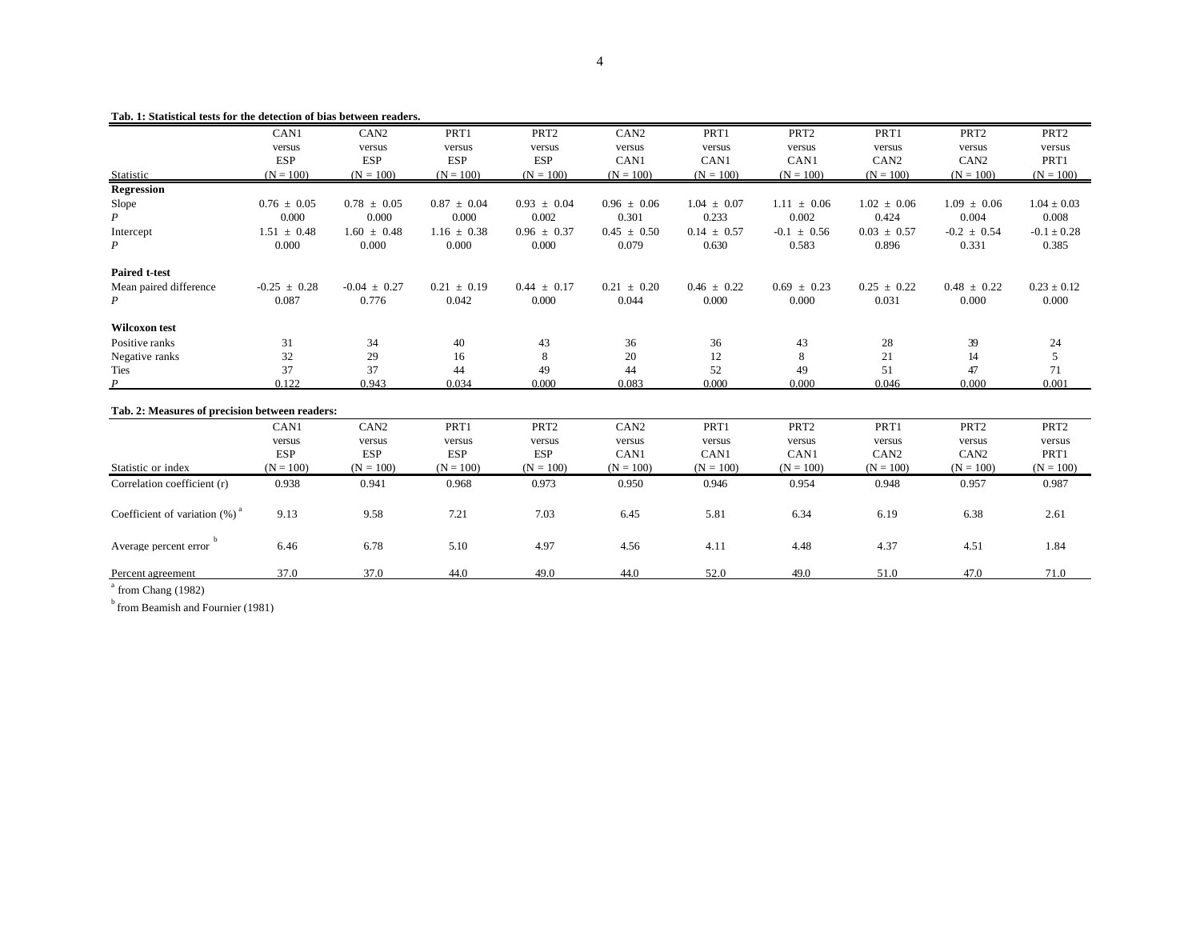**Tab. 1: Statistical tests for the detection of bias between readers.**

| Statistic | CAN1 versus ESP (N = 100) | CAN2 versus ESP (N = 100) | PRT1 versus ESP (N = 100) | PRT2 versus ESP (N = 100) | CAN2 versus CAN1 (N = 100) | PRT1 versus CAN1 (N = 100) | PRT2 versus CAN1 (N = 100) | PRT1 versus CAN2 (N = 100) | PRT2 versus CAN2 (N = 100) | PRT2 versus PRT1 (N = 100) |
|---|---|---|---|---|---|---|---|---|---|---|
| **Regression** | | | | | | | | | | |
| Slope | 0.76 ± 0.05 | 0.78 ± 0.05 | 0.87 ± 0.04 | 0.93 ± 0.04 | 0.96 ± 0.06 | 1.04 ± 0.07 | 1.11 ± 0.06 | 1.02 ± 0.06 | 1.09 ± 0.06 | 1.04 ± 0.03 |
| *P* | 0.000 | 0.000 | 0.000 | 0.002 | 0.301 | 0.233 | 0.002 | 0.424 | 0.004 | 0.008 |
| Intercept | 1.51 ± 0.48 | 1.60 ± 0.48 | 1.16 ± 0.38 | 0.96 ± 0.37 | 0.45 ± 0.50 | 0.14 ± 0.57 | -0.1 ± 0.56 | 0.03 ± 0.57 | -0.2 ± 0.54 | -0.1 ± 0.28 |
| *P* | 0.000 | 0.000 | 0.000 | 0.000 | 0.079 | 0.630 | 0.583 | 0.896 | 0.331 | 0.385 |
| **Paired t-test** | | | | | | | | | | |
| Mean paired difference | -0.25 ± 0.28 | -0.04 ± 0.27 | 0.21 ± 0.19 | 0.44 ± 0.17 | 0.21 ± 0.20 | 0.46 ± 0.22 | 0.69 ± 0.23 | 0.25 ± 0.22 | 0.48 ± 0.22 | 0.23 ± 0.12 |
| *P* | 0.087 | 0.776 | 0.042 | 0.000 | 0.044 | 0.000 | 0.000 | 0.031 | 0.000 | 0.000 |
| **Wilcoxon test** | | | | | | | | | | |
| Positive ranks | 31 | 34 | 40 | 43 | 36 | 36 | 43 | 28 | 39 | 24 |
| Negative ranks | 32 | 29 | 16 | 8 | 20 | 12 | 8 | 21 | 14 | 5 |
| Ties | 37 | 37 | 44 | 49 | 44 | 52 | 49 | 51 | 47 | 71 |
| *P* | 0.122 | 0.943 | 0.034 | 0.000 | 0.083 | 0.000 | 0.000 | 0.046 | 0.000 | 0.001 |

**Tab. 2: Measures of precision between readers:**

| Statistic or index | CAN1 versus ESP (N = 100) | CAN2 versus ESP (N = 100) | PRT1 versus ESP (N = 100) | PRT2 versus ESP (N = 100) | CAN2 versus CAN1 (N = 100) | PRT1 versus CAN1 (N = 100) | PRT2 versus CAN1 (N = 100) | PRT1 versus CAN2 (N = 100) | PRT2 versus CAN2 (N = 100) | PRT2 versus PRT1 (N = 100) |
|---|---|---|---|---|---|---|---|---|---|---|
| Correlation coefficient (r) | 0.938 | 0.941 | 0.968 | 0.973 | 0.950 | 0.946 | 0.954 | 0.948 | 0.957 | 0.987 |
| Coefficient of variation (%) [a] | 9.13 | 9.58 | 7.21 | 7.03 | 6.45 | 5.81 | 6.34 | 6.19 | 6.38 | 2.61 |
| Average percent error [b] | 6.46 | 6.78 | 5.10 | 4.97 | 4.56 | 4.11 | 4.48 | 4.37 | 4.51 | 1.84 |
| Percent agreement | 37.0 | 37.0 | 44.0 | 49.0 | 44.0 | 52.0 | 49.0 | 51.0 | 47.0 | 71.0 |

[a] from Chang (1982)

[b] from Beamish and Fournier (1981)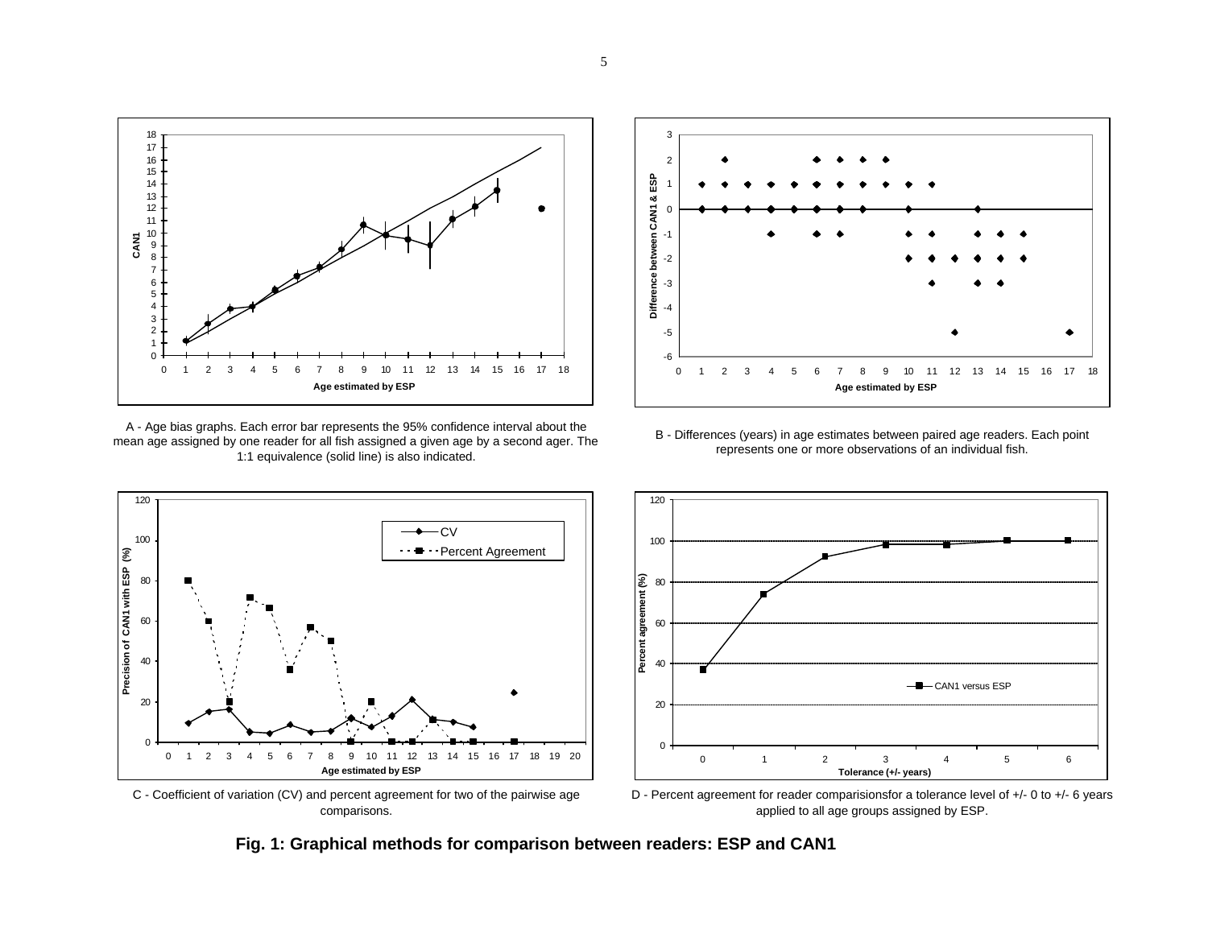A - Age bias graphs. Each error bar represents the 95% confidence interval about the mean age assigned by one reader for all fish assigned a given age by a second ager. The 1:1 equivalence (solid line) is also indicated.

B - Differences (years) in age estimates between paired age readers. Each point represents one or more observations of an individual fish.

C - Coefficient of variation (CV) and percent agreement for two of the pairwise age comparisons.

D - Percent agreement for reader comparisionsfor a tolerance level of +/- 0 to +/- 6 years applied to all age groups assigned by ESP.

**Fig. 1: Graphical methods for comparison between readers: ESP and CAN1**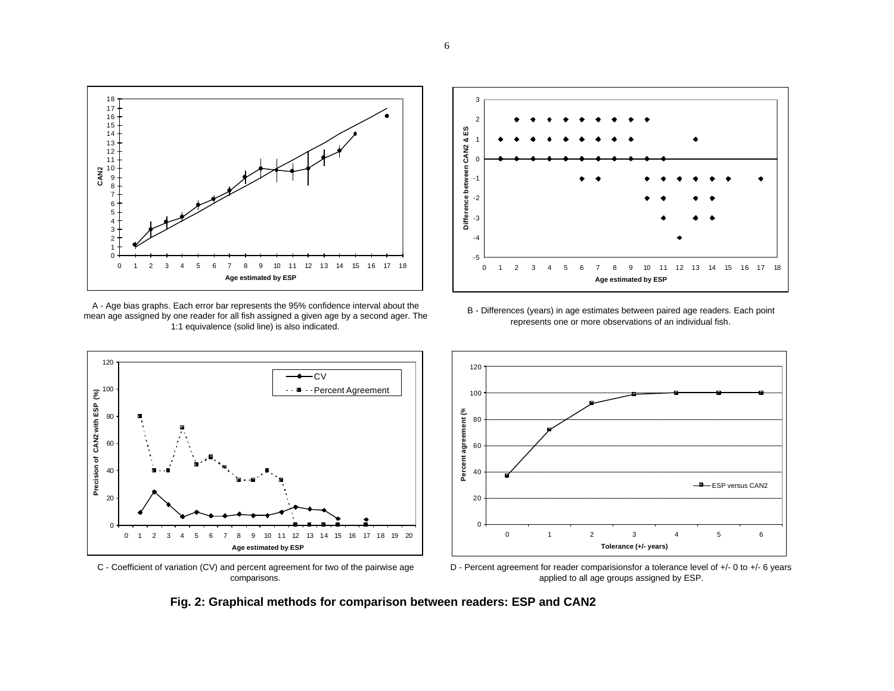A - Age bias graphs. Each error bar represents the 95% confidence interval about the mean age assigned by one reader for all fish assigned a given age by a second ager. The 1:1 equivalence (solid line) is also indicated.

B - Differences (years) in age estimates between paired age readers. Each point represents one or more observations of an individual fish.

C - Coefficient of variation (CV) and percent agreement for two of the pairwise age comparisons.

D - Percent agreement for reader comparisisonsfor a tolerance level of +/- 0 to +/- 6 years applied to all age groups assigned by ESP.

**Fig. 2: Graphical methods for comparison between readers: ESP and CAN2**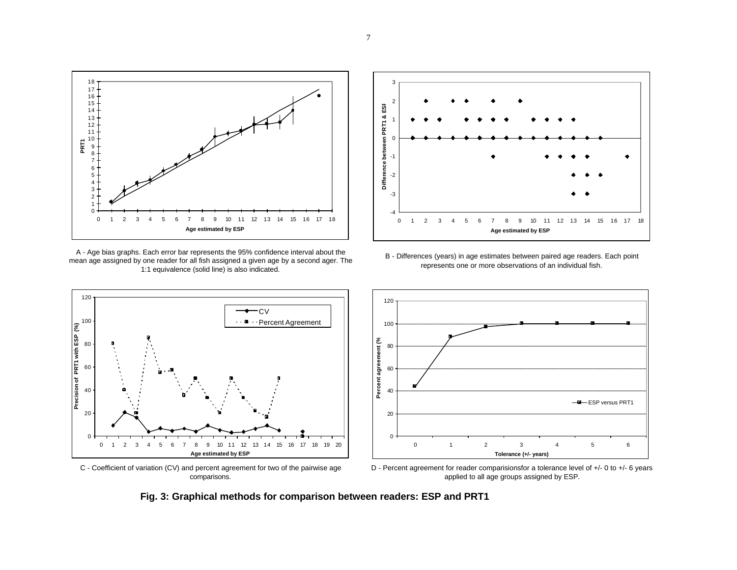A - Age bias graphs. Each error bar represents the 95% confidence interval about the mean age assigned by one reader for all fish assigned a given age by a second ager. The 1:1 equivalence (solid line) is also indicated.

B - Differences (years) in age estimates between paired age readers. Each point represents one or more observations of an individual fish.

C - Coefficient of variation (CV) and percent agreement for two of the pairwise age comparisons.

D - Percent agreement for reader comparisionsfor a tolerance level of +/- 0 to +/- 6 years applied to all age groups assigned by ESP.

**Fig. 3: Graphical methods for comparison between readers: ESP and PRT1**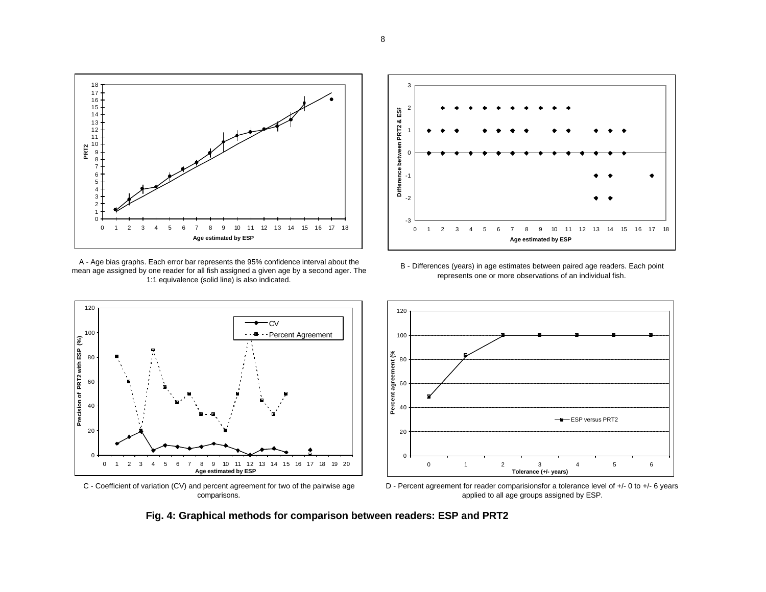A - Age bias graphs. Each error bar represents the 95% confidence interval about the mean age assigned by one reader for all fish assigned a given age by a second ager. The 1:1 equivalence (solid line) is also indicated.

B - Differences (years) in age estimates between paired age readers. Each point represents one or more observations of an individual fish.

C - Coefficient of variation (CV) and percent agreement for two of the pairwise age comparisons.

D - Percent agreement for reader comparisionsfor a tolerance level of +/- 0 to +/- 6 years applied to all age groups assigned by ESP.

**Fig. 4: Graphical methods for comparison between readers: ESP and PRT2**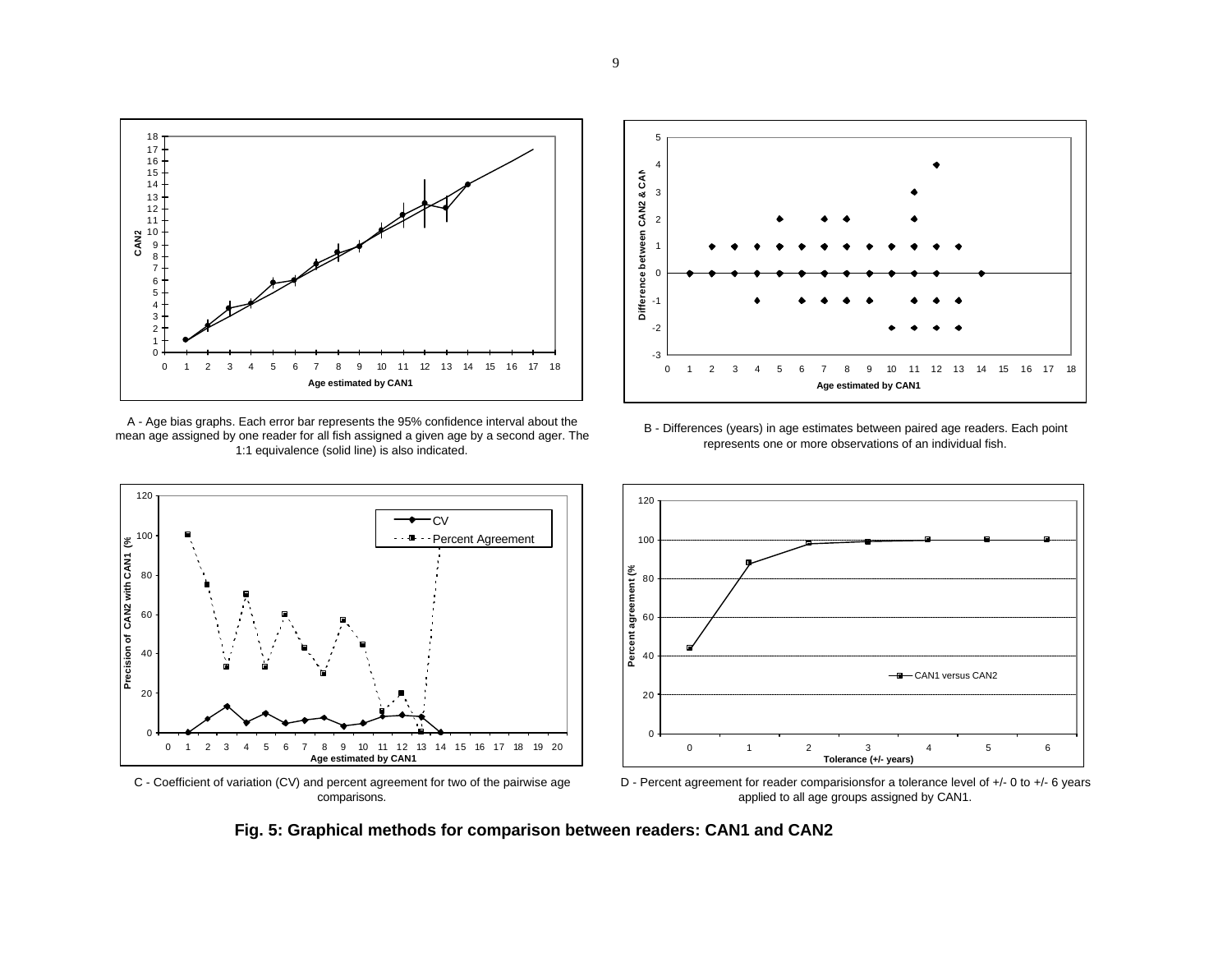A - Age bias graphs. Each error bar represents the 95% confidence interval about the mean age assigned by one reader for all fish assigned a given age by a second ager. The 1:1 equivalence (solid line) is also indicated.

B - Differences (years) in age estimates between paired age readers. Each point represents one or more observations of an individual fish.

C - Coefficient of variation (CV) and percent agreement for two of the pairwise age comparisons.

D - Percent agreement for reader comparisionsfor a tolerance level of +/- 0 to +/- 6 years applied to all age groups assigned by CAN1.

**Fig. 5: Graphical methods for comparison between readers: CAN1 and CAN2**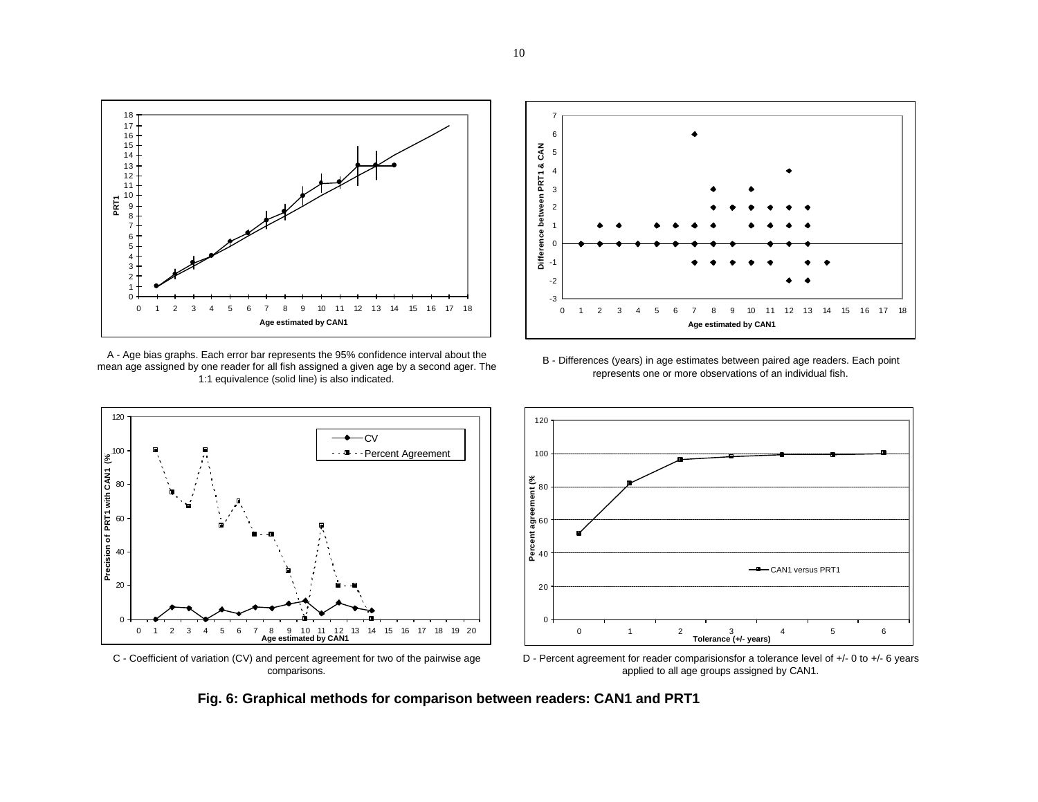A - Age bias graphs. Each error bar represents the 95% confidence interval about the mean age assigned by one reader for all fish assigned a given age by a second ager. The 1:1 equivalence (solid line) is also indicated.

B - Differences (years) in age estimates between paired age readers. Each point represents one or more observations of an individual fish.

C - Coefficient of variation (CV) and percent agreement for two of the pairwise age comparisons.

D - Percent agreement for reader comparisionsfor a tolerance level of +/- 0 to +/- 6 years applied to all age groups assigned by CAN1.

**Fig. 6: Graphical methods for comparison between readers: CAN1 and PRT1**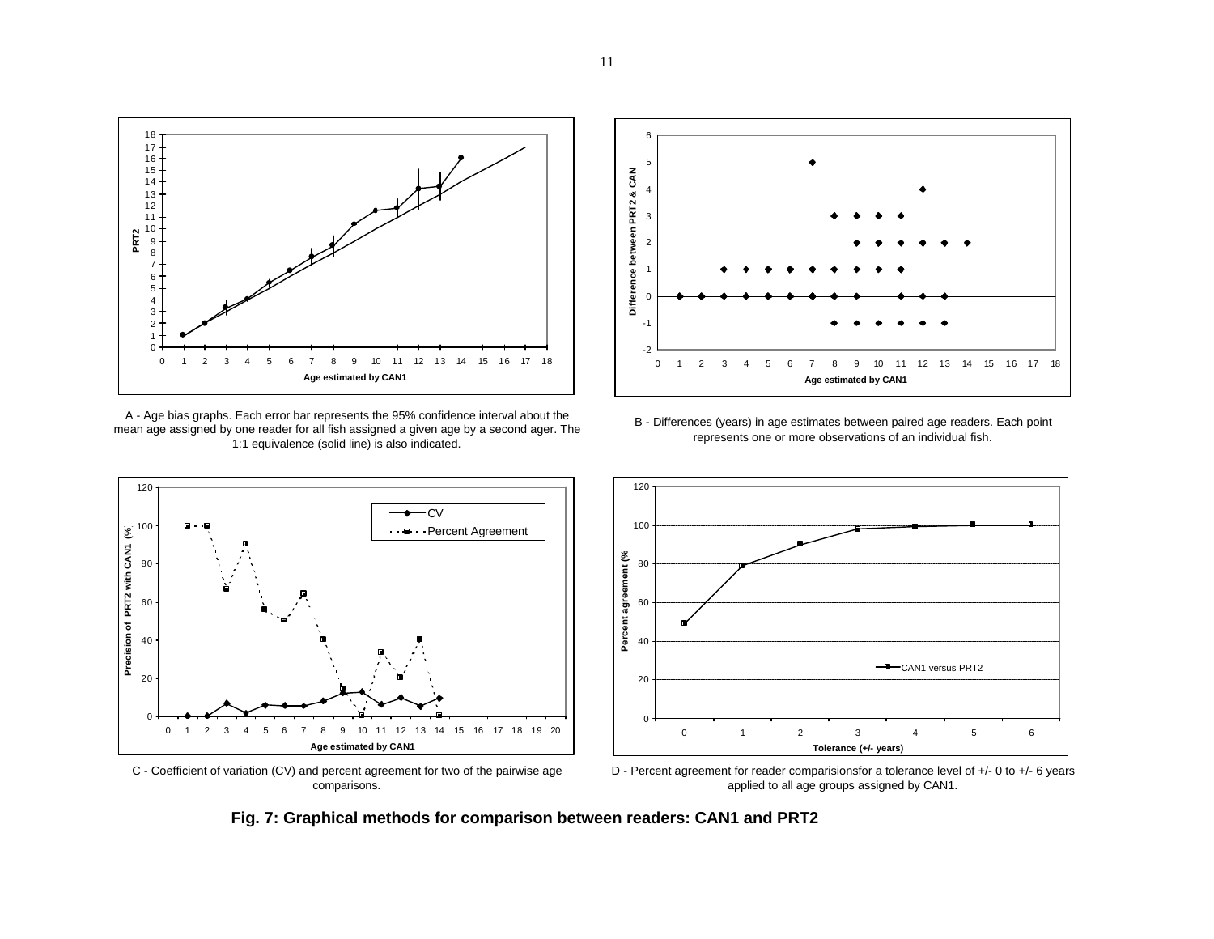A - Age bias graphs. Each error bar represents the 95% confidence interval about the mean age assigned by one reader for all fish assigned a given age by a second ager. The 1:1 equivalence (solid line) is also indicated.

B - Differences (years) in age estimates between paired age readers. Each point represents one or more observations of an individual fish.

C - Coefficient of variation (CV) and percent agreement for two of the pairwise age comparisons.

D - Percent agreement for reader comparisionsfor a tolerance level of +/- 0 to +/- 6 years applied to all age groups assigned by CAN1.

**Fig. 7: Graphical methods for comparison between readers: CAN1 and PRT2**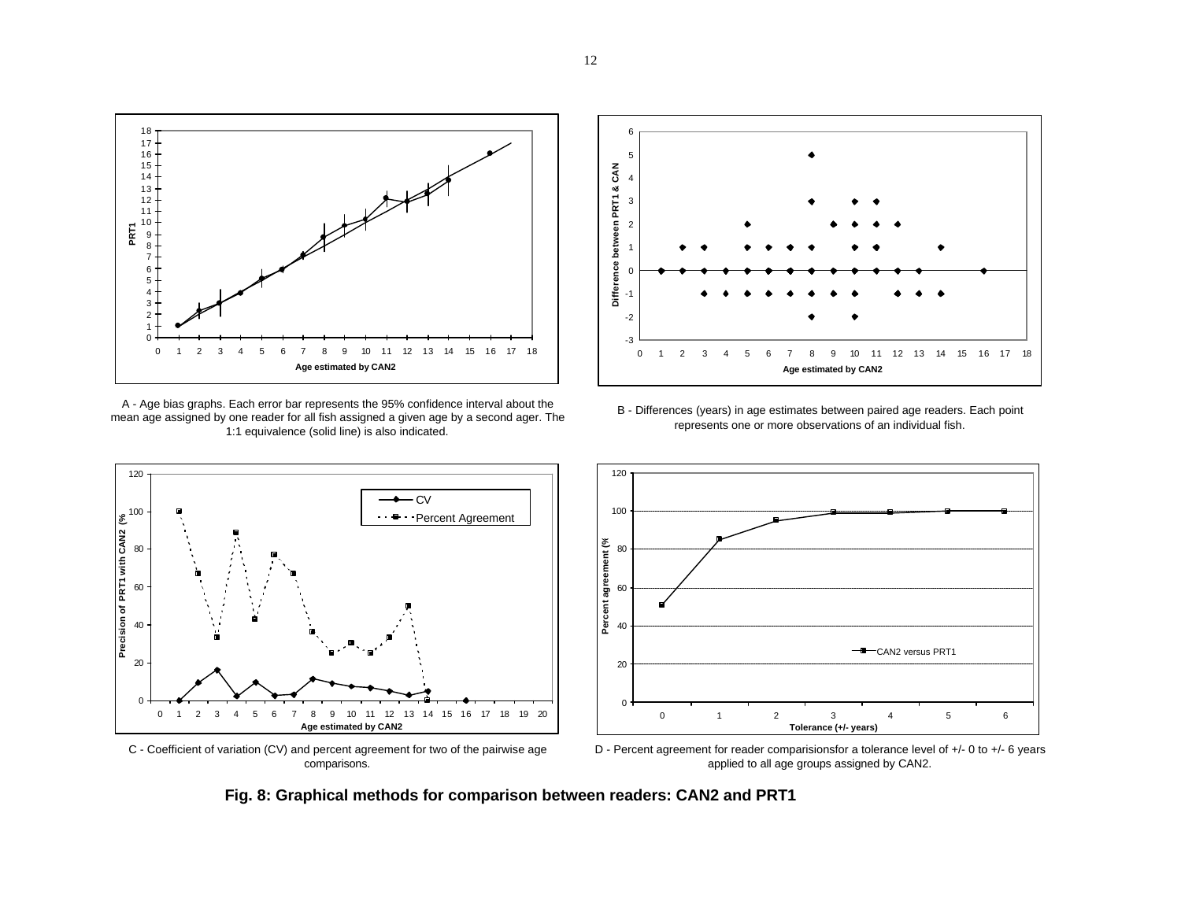A - Age bias graphs. Each error bar represents the 95% confidence interval about the mean age assigned by one reader for all fish assigned a given age by a second ager. The 1:1 equivalence (solid line) is also indicated.

B - Differences (years) in age estimates between paired age readers. Each point represents one or more observations of an individual fish.

C - Coefficient of variation (CV) and percent agreement for two of the pairwise age comparisons.

D - Percent agreement for reader comparisisonsfor a tolerance level of +/- 0 to +/- 6 years applied to all age groups assigned by CAN2.

**Fig. 8: Graphical methods for comparison between readers: CAN2 and PRT1**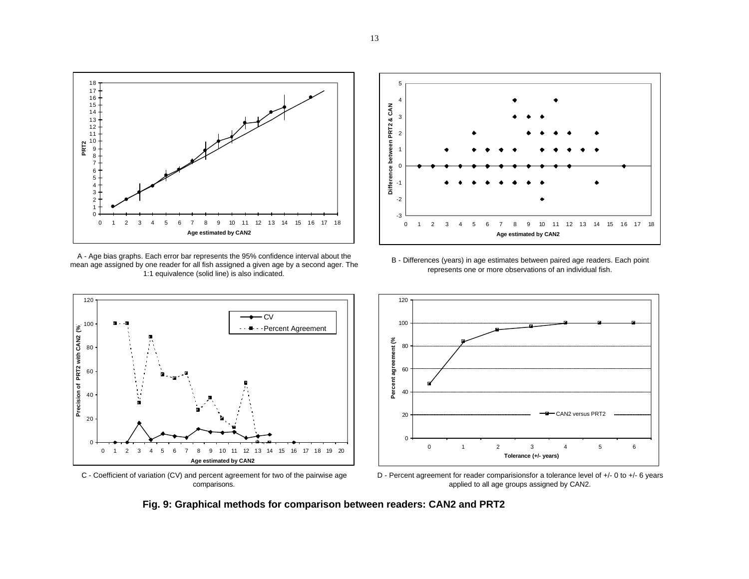A - Age bias graphs. Each error bar represents the 95% confidence interval about the mean age assigned by one reader for all fish assigned a given age by a second ager. The 1:1 equivalence (solid line) is also indicated.

B - Differences (years) in age estimates between paired age readers. Each point represents one or more observations of an individual fish.

C - Coefficient of variation (CV) and percent agreement for two of the pairwise age comparisons.

D - Percent agreement for reader comparisionsfor a tolerance level of +/- 0 to +/- 6 years applied to all age groups assigned by CAN2.

**Fig. 9: Graphical methods for comparison between readers: CAN2 and PRT2**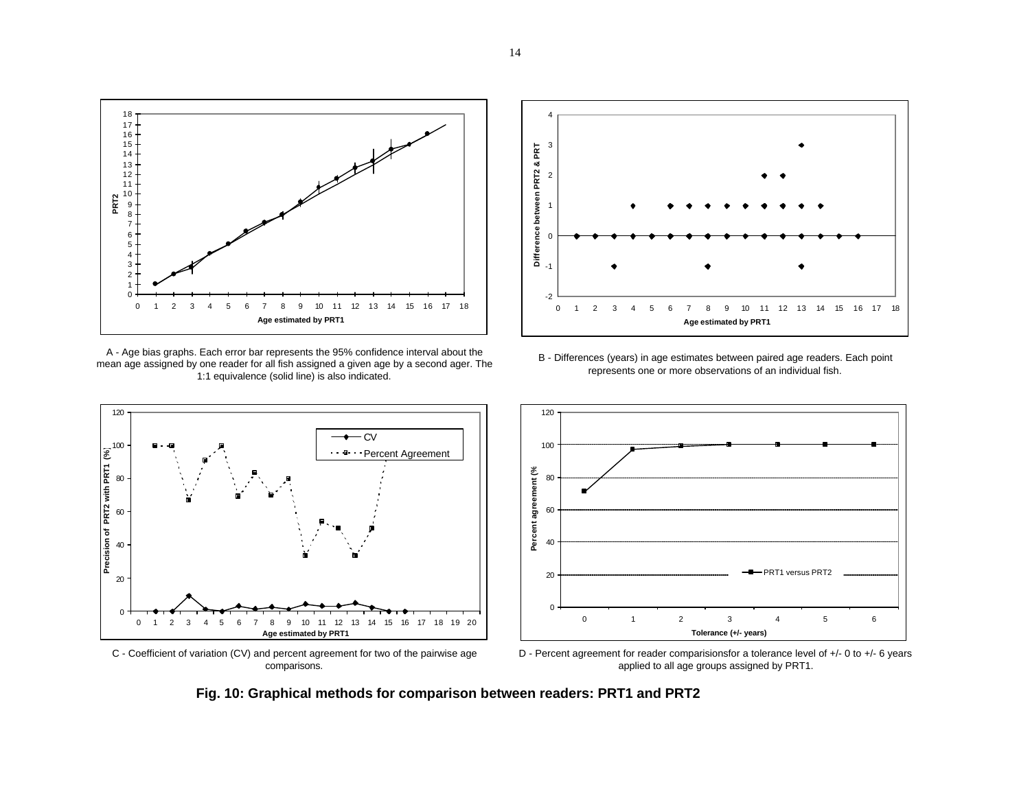18
17
16
15
14
13
12
11
10
9
8
7
6
5
4
3
2
1
0

PRT2

0 1 2 3 4 5 6 7 8 9 10 11 12 13 14 15 16 17 18

Age estimated by PRT1

A - Age bias graphs. Each error bar represents the 95% confidence interval about the mean age assigned by one reader for all fish assigned a given age by a second ager. The 1:1 equivalence (solid line) is also indicated.

4
3
2
1
0
-1
-2

Difference between PRT2 & PRT

0 1 2 3 4 5 6 7 8 9 10 11 12 13 14 15 16 17 18

Age estimated by PRT1

B - Differences (years) in age estimates between paired age readers. Each point represents one or more observations of an individual fish.

120
100
80
60
40
20
0

Precision of PRT2 with PRT1 (%)

CV

Percent Agreement

0 1 2 3 4 5 6 7 8 9 10 11 12 13 14 15 16 17 18 19 20

Age estimated by PRT1

C - Coefficient of variation (CV) and percent agreement for two of the pairwise age comparisons.

120
100
80
60
40
20
0

Percent agreement (%

PRT1 versus PRT2

0 1 2 3 4 5 6

Tolerance (+/- years)

D - Percent agreement for reader comparisionsfor a tolerance level of +/- 0 to +/- 6 years applied to all age groups assigned by PRT1.

**Fig. 10: Graphical methods for comparison between readers: PRT1 and PRT2**